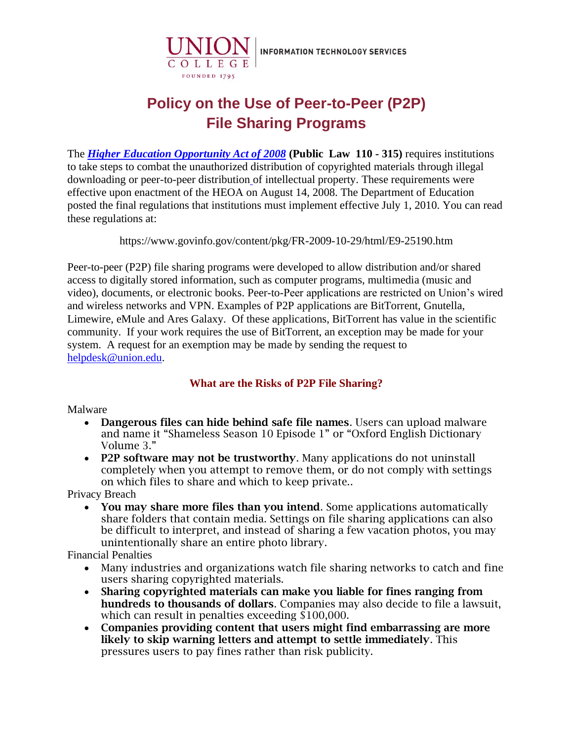UNION COLLEGE | INFORMATION TECHNOLOGY SERVICES

FOUNDED 1795

# Policy on the Use of Peer-to-Peer (P2P) File Sharing Programs

The ***Higher Education Opportunity Act of 2008*** **(Public Law 110 - 315)** requires institutions to take steps to combat the unauthorized distribution of copyrighted materials through illegal downloading or peer-to-peer distribution of intellectual property. These requirements were effective upon enactment of the HEOA on August 14, 2008. The Department of Education posted the final regulations that institutions must implement effective July 1, 2010. You can read these regulations at:

https://www.govinfo.gov/content/pkg/FR-2009-10-29/html/E9-25190.htm

Peer-to-peer (P2P) file sharing programs were developed to allow distribution and/or shared access to digitally stored information, such as computer programs, multimedia (music and video), documents, or electronic books. Peer-to-Peer applications are restricted on Union's wired and wireless networks and VPN. Examples of P2P applications are BitTorrent, Gnutella, Limewire, eMule and Ares Galaxy. Of these applications, BitTorrent has value in the scientific community. If your work requires the use of BitTorrent, an exception may be made for your system. A request for an exemption may be made by sending the request to helpdesk@union.edu.

## What are the Risks of P2P File Sharing?

Malware

- **Dangerous files can hide behind safe file names**. Users can upload malware and name it "Shameless Season 10 Episode 1" or "Oxford English Dictionary Volume 3."
- **P2P software may not be trustworthy**. Many applications do not uninstall completely when you attempt to remove them, or do not comply with settings on which files to share and which to keep private..

Privacy Breach

- **You may share more files than you intend**. Some applications automatically share folders that contain media. Settings on file sharing applications can also be difficult to interpret, and instead of sharing a few vacation photos, you may unintentionally share an entire photo library.

Financial Penalties

- Many industries and organizations watch file sharing networks to catch and fine users sharing copyrighted materials.
- **Sharing copyrighted materials can make you liable for fines ranging from hundreds to thousands of dollars**. Companies may also decide to file a lawsuit, which can result in penalties exceeding $100,000.
- **Companies providing content that users might find embarrassing are more likely to skip warning letters and attempt to settle immediately**. This pressures users to pay fines rather than risk publicity.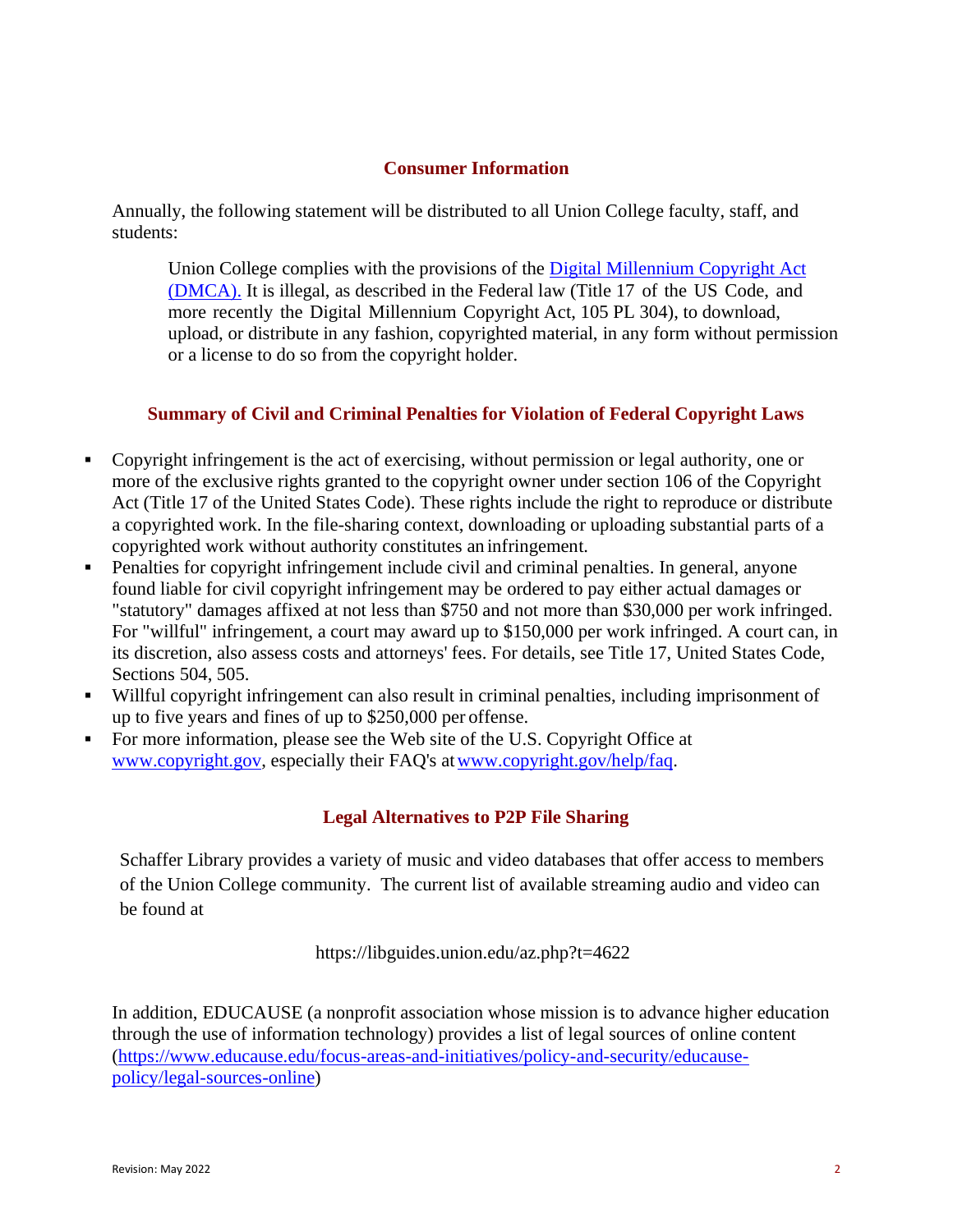## Consumer Information

Annually, the following statement will be distributed to all Union College faculty, staff, and students:

> Union College complies with the provisions of the [Digital Millennium Copyright Act (DMCA).](#) It is illegal, as described in the Federal law (Title 17 of the US Code, and more recently the Digital Millennium Copyright Act, 105 PL 304), to download, upload, or distribute in any fashion, copyrighted material, in any form without permission or a license to do so from the copyright holder.

## Summary of Civil and Criminal Penalties for Violation of Federal Copyright Laws

- Copyright infringement is the act of exercising, without permission or legal authority, one or more of the exclusive rights granted to the copyright owner under section 106 of the Copyright Act (Title 17 of the United States Code). These rights include the right to reproduce or distribute a copyrighted work. In the file-sharing context, downloading or uploading substantial parts of a copyrighted work without authority constitutes an infringement.
- Penalties for copyright infringement include civil and criminal penalties. In general, anyone found liable for civil copyright infringement may be ordered to pay either actual damages or "statutory" damages affixed at not less than $750 and not more than $30,000 per work infringed. For "willful" infringement, a court may award up to $150,000 per work infringed. A court can, in its discretion, also assess costs and attorneys' fees. For details, see Title 17, United States Code, Sections 504, 505.
- Willful copyright infringement can also result in criminal penalties, including imprisonment of up to five years and fines of up to $250,000 per offense.
- For more information, please see the Web site of the U.S. Copyright Office at [www.copyright.gov](http://www.copyright.gov), especially their FAQ's at [www.copyright.gov/help/faq](http://www.copyright.gov/help/faq).

## Legal Alternatives to P2P File Sharing

Schaffer Library provides a variety of music and video databases that offer access to members of the Union College community. The current list of available streaming audio and video can be found at

https://libguides.union.edu/az.php?t=4622

In addition, EDUCAUSE (a nonprofit association whose mission is to advance higher education through the use of information technology) provides a list of legal sources of online content ([https://www.educause.edu/focus-areas-and-initiatives/policy-and-security/educause-policy/legal-sources-online](https://www.educause.edu/focus-areas-and-initiatives/policy-and-security/educause-policy/legal-sources-online))

Revision: May 2022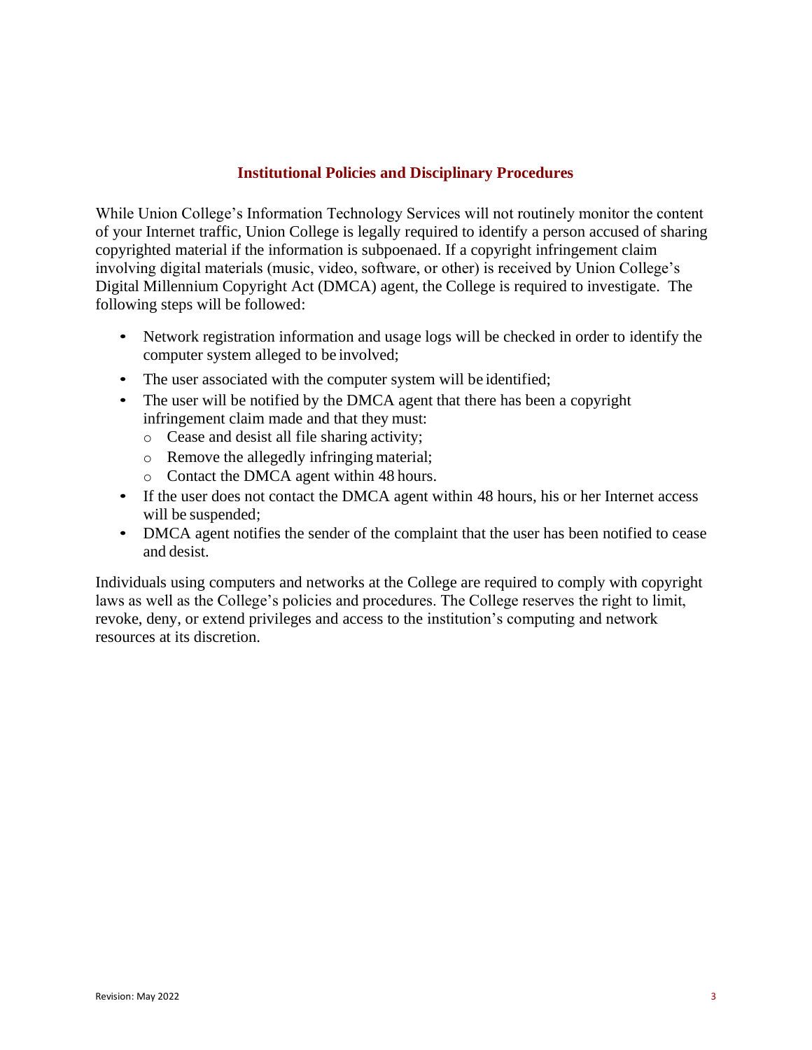## Institutional Policies and Disciplinary Procedures

While Union College's Information Technology Services will not routinely monitor the content of your Internet traffic, Union College is legally required to identify a person accused of sharing copyrighted material if the information is subpoenaed. If a copyright infringement claim involving digital materials (music, video, software, or other) is received by Union College's Digital Millennium Copyright Act (DMCA) agent, the College is required to investigate. The following steps will be followed:

- Network registration information and usage logs will be checked in order to identify the computer system alleged to be involved;
- The user associated with the computer system will be identified;
- The user will be notified by the DMCA agent that there has been a copyright infringement claim made and that they must:
  - Cease and desist all file sharing activity;
  - Remove the allegedly infringing material;
  - Contact the DMCA agent within 48 hours.
- If the user does not contact the DMCA agent within 48 hours, his or her Internet access will be suspended;
- DMCA agent notifies the sender of the complaint that the user has been notified to cease and desist.

Individuals using computers and networks at the College are required to comply with copyright laws as well as the College's policies and procedures. The College reserves the right to limit, revoke, deny, or extend privileges and access to the institution's computing and network resources at its discretion.